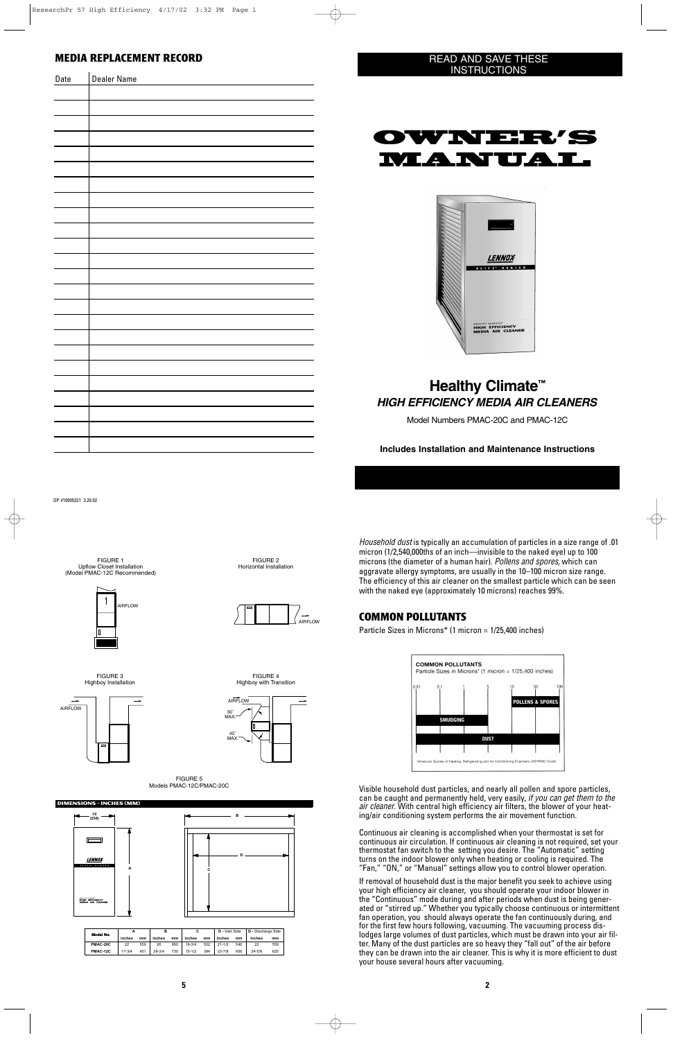## MEDIA REPLACEMENT RECORD

| Date | Dealer Name |
|---|---|
| | |
| | |
| | |
| | |
| | |
| | |
| | |
| | |
| | |
| | |
| | |
| | |
| | |
| | |
| | |
| | |
| | |
| | |
| | |
| | |
| | |
| | |
| | |
| | |
| | |

DP #10005321 3.20.02

READ AND SAVE THESE INSTRUCTIONS

# OWNER'S MANUAL

# Healthy Climate™

## HIGH EFFICIENCY MEDIA AIR CLEANERS

Model Numbers PMAC-20C and PMAC-12C

**Includes Installation and Maintenance Instructions**

FIGURE 1
Upflow Closet Installation
(Model PMAC-12C Recommended)

AIRFLOW

FIGURE 2
Horizontal Installation

AIRFLOW

FIGURE 3
Highboy Installation

AIRFLOW

FIGURE 4
Highboy with Transition

AIRFLOW
30° MAX.
45° MAX.

FIGURE 5
Models PMAC-12C/PMAC-20C

**DIMENSIONS - INCHES (MM)**

10 (254)

A
B
C
D

| Model No. | A | | B | | C | | D - Inlet Side | | D - Discharge Side | |
|---|---|---|---|---|---|---|---|---|---|---|
| | inches | mm | inches | mm | inches | mm | inches | mm | inches | mm |
| PMAC-20C | 22 | 559 | 26 | 660 | 19-3/4 | 502 | 21-1/2 | 546 | 22 | 559 |
| PMAC-12C | 17-3/4 | 451 | 28-3/4 | 730 | 15-1/2 | 394 | 23-7/8 | 606 | 24-5/8 | 625 |

*Household dust* is typically an accumulation of particles in a size range of .01 micron (1/2,540,000ths of an inch—invisible to the naked eye) up to 100 microns (the diameter of a human hair). *Pollens and spores*, which can aggravate allergy symptoms, are usually in the 10–100 micron size range. The efficiency of this air cleaner on the smallest particle which can be seen with the naked eye (approximately 10 microns) reaches 99%.

## COMMON POLLUTANTS

Particle Sizes in Microns* (1 micron = 1/25,400 inches)

COMMON POLLUTANTS
Particle Sizes in Microns* (1 micron = 1/25,400 inches)

0.01 0.1 1 5 10 50 100

POLLENS & SPORES
SMUDGING
DUST

*American Society of Heating, Refrigerating and Air Conditioning Engineers (ASHRAE) Guide

Visible household dust particles, and nearly all pollen and spore particles, can be caught and permanently held, very easily, *if you can get them to the air cleaner*. With central high efficiency air filters, the blower of your heating/air conditioning system performs the air movement function.

Continuous air cleaning is accomplished when your thermostat is set for continuous air circulation. If continuous air cleaning is not required, set your thermostat fan switch to the setting you desire. The "Automatic" setting turns on the indoor blower only when heating or cooling is required. The "Fan," "ON," or "Manual" settings allow you to control blower operation.

If removal of household dust is the major benefit you seek to achieve using your high efficiency air cleaner, you should operate your indoor blower in the "Continuous" mode during and after periods when dust is being generated or "stirred up." Whether you typically choose continuous or intermittent fan operation, you should always operate the fan continuously during, and for the first few hours following, vacuuming. The vacuuming process dislodges large volumes of dust particles, which must be drawn into your air filter. Many of the dust particles are so heavy they "fall out" of the air before they can be drawn into the air cleaner. This is why it is more efficient to dust your house several hours after vacuuming.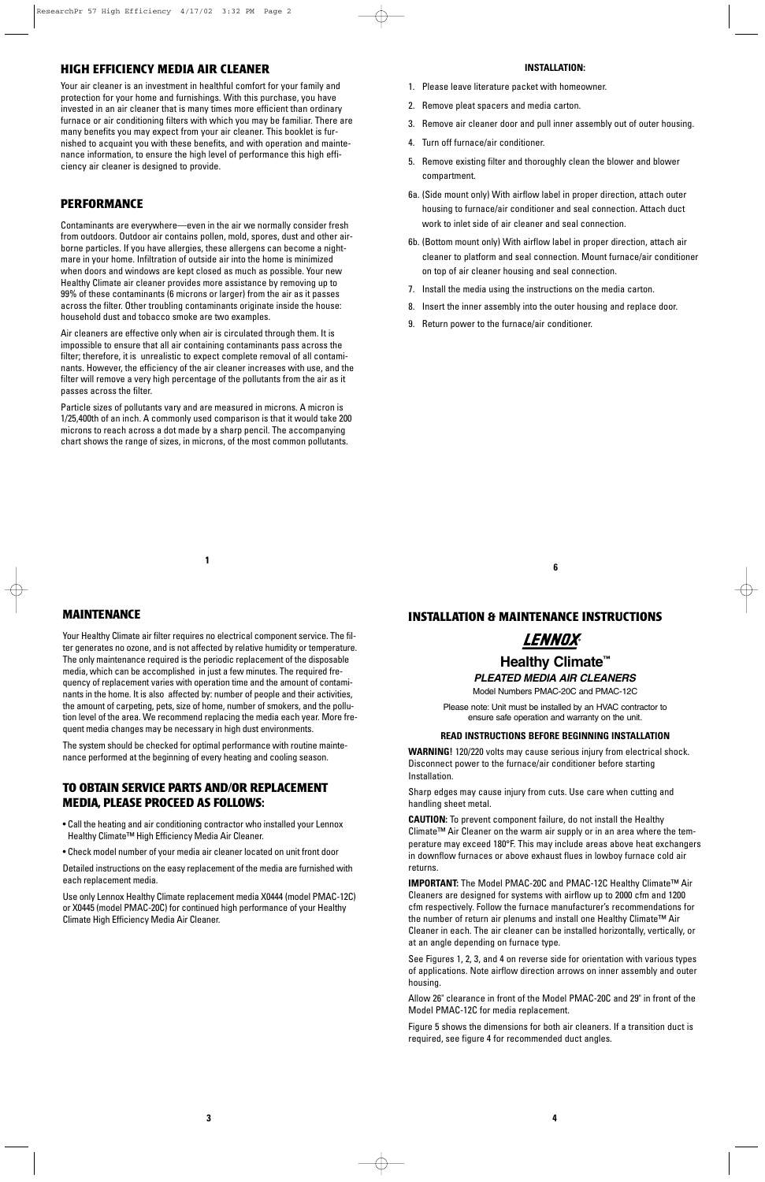## HIGH EFFICIENCY MEDIA AIR CLEANER

Your air cleaner is an investment in healthful comfort for your family and protection for your home and furnishings. With this purchase, you have invested in an air cleaner that is many times more efficient than ordinary furnace or air conditioning filters with which you may be familiar. There are many benefits you may expect from your air cleaner. This booklet is furnished to acquaint you with these benefits, and with operation and maintenance information, to ensure the high level of performance this high efficiency air cleaner is designed to provide.

## PERFORMANCE

Contaminants are everywhere—even in the air we normally consider fresh from outdoors. Outdoor air contains pollen, mold, spores, dust and other airborne particles. If you have allergies, these allergens can become a nightmare in your home. Infiltration of outside air into the home is minimized when doors and windows are kept closed as much as possible. Your new Healthy Climate air cleaner provides more assistance by removing up to 99% of these contaminants (6 microns or larger) from the air as it passes across the filter. Other troubling contaminants originate inside the house: household dust and tobacco smoke are two examples.

Air cleaners are effective only when air is circulated through them. It is impossible to ensure that all air containing contaminants pass across the filter; therefore, it is unrealistic to expect complete removal of all contaminants. However, the efficiency of the air cleaner increases with use, and the filter will remove a very high percentage of the pollutants from the air as it passes across the filter.

Particle sizes of pollutants vary and are measured in microns. A micron is 1/25,400th of an inch. A commonly used comparison is that it would take 200 microns to reach across a dot made by a sharp pencil. The accompanying chart shows the range of sizes, in microns, of the most common pollutants.

### INSTALLATION:

1. Please leave literature packet with homeowner.
2. Remove pleat spacers and media carton.
3. Remove air cleaner door and pull inner assembly out of outer housing.
4. Turn off furnace/air conditioner.
5. Remove existing filter and thoroughly clean the blower and blower compartment.

6a. (Side mount only) With airflow label in proper direction, attach outer housing to furnace/air conditioner and seal connection. Attach duct work to inlet side of air cleaner and seal connection.

6b. (Bottom mount only) With airflow label in proper direction, attach air cleaner to platform and seal connection. Mount furnace/air conditioner on top of air cleaner housing and seal connection.

7. Install the media using the instructions on the media carton.
8. Insert the inner assembly into the outer housing and replace door.
9. Return power to the furnace/air conditioner.

## MAINTENANCE

Your Healthy Climate air filter requires no electrical component service. The filter generates no ozone, and is not affected by relative humidity or temperature. The only maintenance required is the periodic replacement of the disposable media, which can be accomplished in just a few minutes. The required frequency of replacement varies with operation time and the amount of contaminants in the home. It is also affected by: number of people and their activities, the amount of carpeting, pets, size of home, number of smokers, and the pollution level of the area. We recommend replacing the media each year. More frequent media changes may be necessary in high dust environments.

The system should be checked for optimal performance with routine maintenance performed at the beginning of every heating and cooling season.

## TO OBTAIN SERVICE PARTS AND/OR REPLACEMENT MEDIA, PLEASE PROCEED AS FOLLOWS:

- Call the heating and air conditioning contractor who installed your Lennox Healthy Climate™ High Efficiency Media Air Cleaner.
- Check model number of your media air cleaner located on unit front door

Detailed instructions on the easy replacement of the media are furnished with each replacement media.

Use only Lennox Healthy Climate replacement media X0444 (model PMAC-12C) or X0445 (model PMAC-20C) for continued high performance of your Healthy Climate High Efficiency Media Air Cleaner.

## INSTALLATION & MAINTENANCE INSTRUCTIONS

**LENNOX®**

**Healthy Climate™**

***PLEATED MEDIA AIR CLEANERS***

Model Numbers PMAC-20C and PMAC-12C

Please note: Unit must be installed by an HVAC contractor to ensure safe operation and warranty on the unit.

**READ INSTRUCTIONS BEFORE BEGINNING INSTALLATION**

**WARNING!** 120/220 volts may cause serious injury from electrical shock. Disconnect power to the furnace/air conditioner before starting Installation.

Sharp edges may cause injury from cuts. Use care when cutting and handling sheet metal.

**CAUTION:** To prevent component failure, do not install the Healthy Climate™ Air Cleaner on the warm air supply or in an area where the temperature may exceed 180°F. This may include areas above heat exchangers in downflow furnaces or above exhaust flues in lowboy furnace cold air returns.

**IMPORTANT:** The Model PMAC-20C and PMAC-12C Healthy Climate™ Air Cleaners are designed for systems with airflow up to 2000 cfm and 1200 cfm respectively. Follow the furnace manufacturer's recommendations for the number of return air plenums and install one Healthy Climate™ Air Cleaner in each. The air cleaner can be installed horizontally, vertically, or at an angle depending on furnace type.

See Figures 1, 2, 3, and 4 on reverse side for orientation with various types of applications. Note airflow direction arrows on inner assembly and outer housing.

Allow 26" clearance in front of the Model PMAC-20C and 29" in front of the Model PMAC-12C for media replacement.

Figure 5 shows the dimensions for both air cleaners. If a transition duct is required, see figure 4 for recommended duct angles.